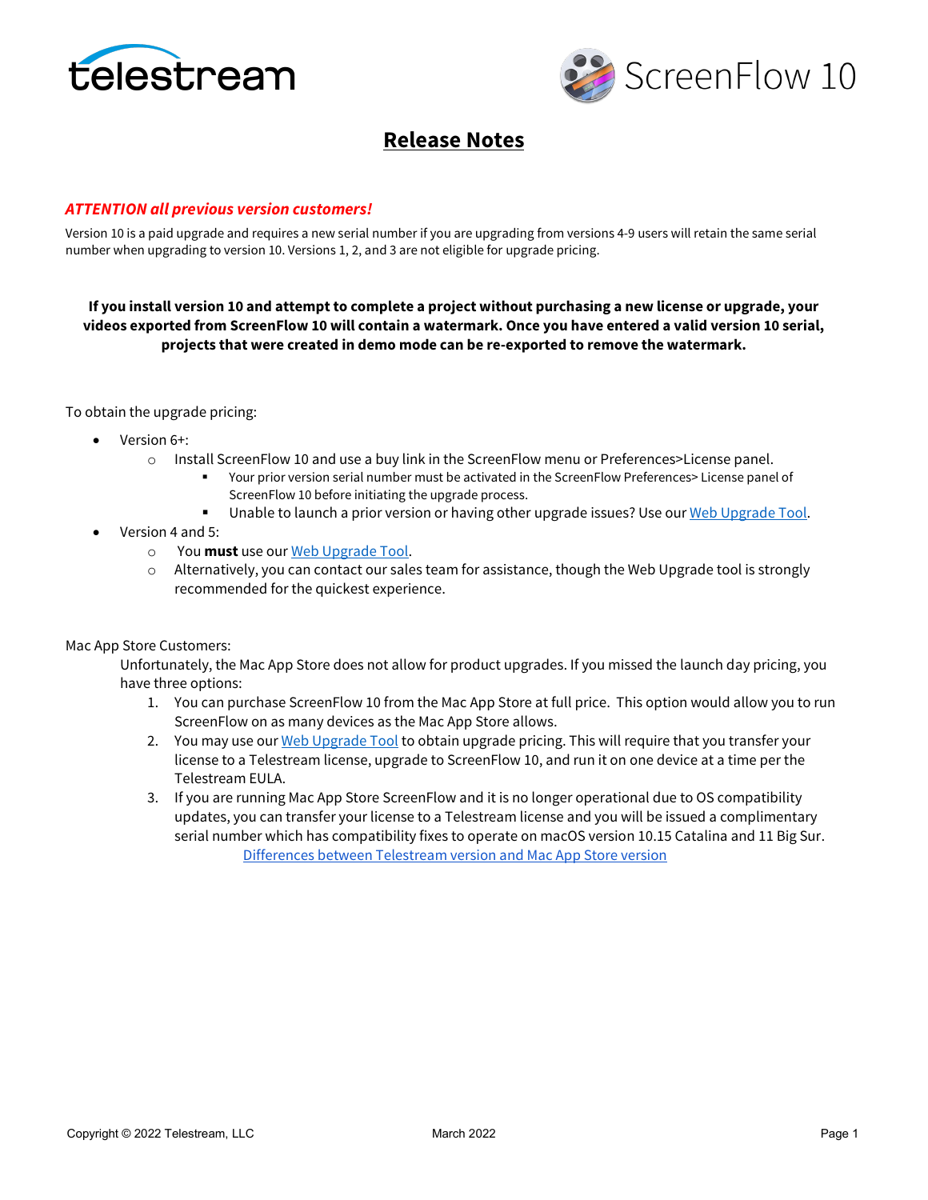telestream

ScreenFlow 10

# Release Notes

***ATTENTION all previous version customers!***

Version 10 is a paid upgrade and requires a new serial number if you are upgrading from versions 4-9 users will retain the same serial number when upgrading to version 10. Versions 1, 2, and 3 are not eligible for upgrade pricing.

**If you install version 10 and attempt to complete a project without purchasing a new license or upgrade, your videos exported from ScreenFlow 10 will contain a watermark. Once you have entered a valid version 10 serial, projects that were created in demo mode can be re-exported to remove the watermark.**

To obtain the upgrade pricing:

- Version 6+:
  - Install ScreenFlow 10 and use a buy link in the ScreenFlow menu or Preferences>License panel.
    - Your prior version serial number must be activated in the ScreenFlow Preferences> License panel of ScreenFlow 10 before initiating the upgrade process.
    - Unable to launch a prior version or having other upgrade issues? Use our [Web Upgrade Tool](#).
- Version 4 and 5:
  - You **must** use our [Web Upgrade Tool](#).
  - Alternatively, you can contact our sales team for assistance, though the Web Upgrade tool is strongly recommended for the quickest experience.

Mac App Store Customers:

Unfortunately, the Mac App Store does not allow for product upgrades. If you missed the launch day pricing, you have three options:

1. You can purchase ScreenFlow 10 from the Mac App Store at full price. This option would allow you to run ScreenFlow on as many devices as the Mac App Store allows.
2. You may use our [Web Upgrade Tool](#) to obtain upgrade pricing. This will require that you transfer your license to a Telestream license, upgrade to ScreenFlow 10, and run it on one device at a time per the Telestream EULA.
3. If you are running Mac App Store ScreenFlow and it is no longer operational due to OS compatibility updates, you can transfer your license to a Telestream license and you will be issued a complimentary serial number which has compatibility fixes to operate on macOS version 10.15 Catalina and 11 Big Sur.
   [Differences between Telestream version and Mac App Store version](#)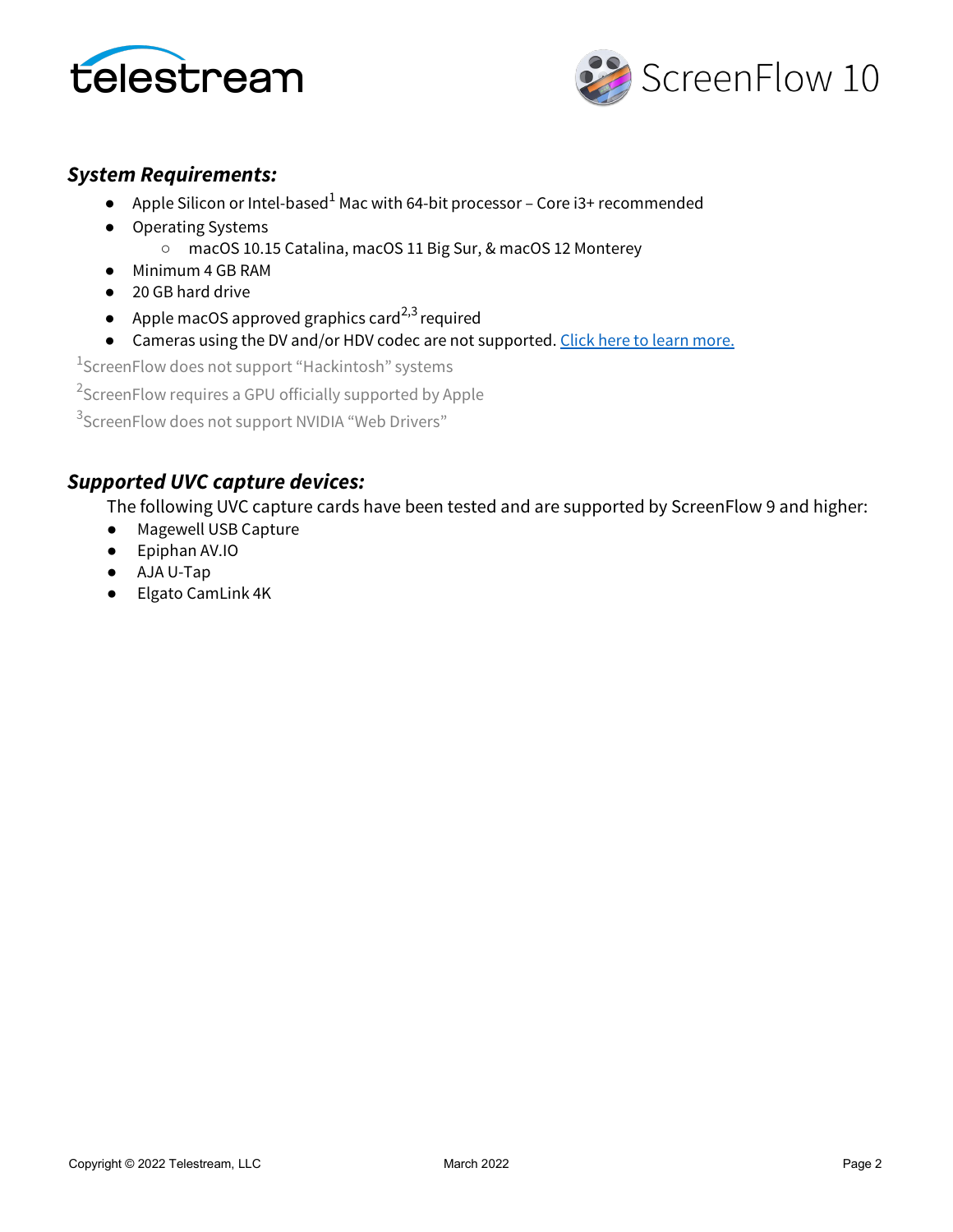### *System Requirements:*

- Apple Silicon or Intel-based[1] Mac with 64-bit processor – Core i3+ recommended
- Operating Systems
    - macOS 10.15 Catalina, macOS 11 Big Sur, & macOS 12 Monterey
- Minimum 4 GB RAM
- 20 GB hard drive
- Apple macOS approved graphics card[2,3] required
- Cameras using the DV and/or HDV codec are not supported. [Click here to learn more.]

[1]ScreenFlow does not support "Hackintosh" systems

[2]ScreenFlow requires a GPU officially supported by Apple

[3]ScreenFlow does not support NVIDIA "Web Drivers"

### *Supported UVC capture devices:*

The following UVC capture cards have been tested and are supported by ScreenFlow 9 and higher:

- Magewell USB Capture
- Epiphan AV.IO
- AJA U-Tap
- Elgato CamLink 4K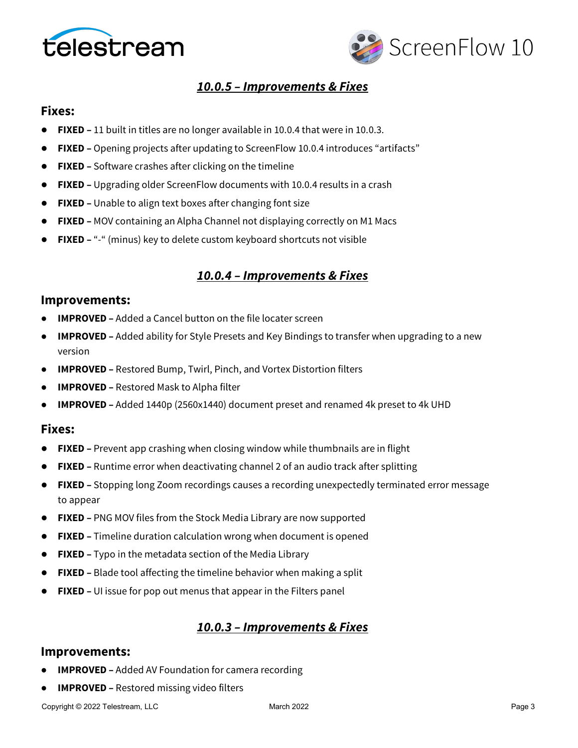## *10.0.5 – Improvements & Fixes*

### Fixes:

- **FIXED –** 11 built in titles are no longer available in 10.0.4 that were in 10.0.3.
- **FIXED –** Opening projects after updating to ScreenFlow 10.0.4 introduces "artifacts"
- **FIXED –** Software crashes after clicking on the timeline
- **FIXED –** Upgrading older ScreenFlow documents with 10.0.4 results in a crash
- **FIXED –** Unable to align text boxes after changing font size
- **FIXED –** MOV containing an Alpha Channel not displaying correctly on M1 Macs
- **FIXED –** "-" (minus) key to delete custom keyboard shortcuts not visible

## *10.0.4 – Improvements & Fixes*

### Improvements:

- **IMPROVED –** Added a Cancel button on the file locater screen
- **IMPROVED –** Added ability for Style Presets and Key Bindings to transfer when upgrading to a new version
- **IMPROVED –** Restored Bump, Twirl, Pinch, and Vortex Distortion filters
- **IMPROVED –** Restored Mask to Alpha filter
- **IMPROVED –** Added 1440p (2560x1440) document preset and renamed 4k preset to 4k UHD

### Fixes:

- **FIXED –** Prevent app crashing when closing window while thumbnails are in flight
- **FIXED –** Runtime error when deactivating channel 2 of an audio track after splitting
- **FIXED –** Stopping long Zoom recordings causes a recording unexpectedly terminated error message to appear
- **FIXED –** PNG MOV files from the Stock Media Library are now supported
- **FIXED –** Timeline duration calculation wrong when document is opened
- **FIXED –** Typo in the metadata section of the Media Library
- **FIXED –** Blade tool affecting the timeline behavior when making a split
- **FIXED –** UI issue for pop out menus that appear in the Filters panel

## *10.0.3 – Improvements & Fixes*

### Improvements:

- **IMPROVED –** Added AV Foundation for camera recording
- **IMPROVED –** Restored missing video filters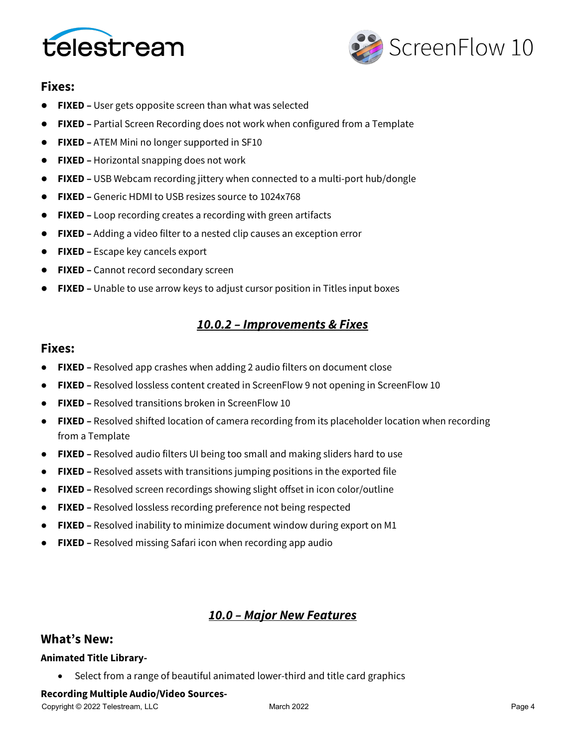### Fixes:

- **FIXED –** User gets opposite screen than what was selected
- **FIXED –** Partial Screen Recording does not work when configured from a Template
- **FIXED –** ATEM Mini no longer supported in SF10
- **FIXED –** Horizontal snapping does not work
- **FIXED –** USB Webcam recording jittery when connected to a multi-port hub/dongle
- **FIXED –** Generic HDMI to USB resizes source to 1024x768
- **FIXED –** Loop recording creates a recording with green artifacts
- **FIXED –** Adding a video filter to a nested clip causes an exception error
- **FIXED –** Escape key cancels export
- **FIXED –** Cannot record secondary screen
- **FIXED –** Unable to use arrow keys to adjust cursor position in Titles input boxes

## ***10.0.2 – Improvements & Fixes***

### Fixes:

- **FIXED –** Resolved app crashes when adding 2 audio filters on document close
- **FIXED –** Resolved lossless content created in ScreenFlow 9 not opening in ScreenFlow 10
- **FIXED –** Resolved transitions broken in ScreenFlow 10
- **FIXED –** Resolved shifted location of camera recording from its placeholder location when recording from a Template
- **FIXED –** Resolved audio filters UI being too small and making sliders hard to use
- **FIXED –** Resolved assets with transitions jumping positions in the exported file
- **FIXED –** Resolved screen recordings showing slight offset in icon color/outline
- **FIXED –** Resolved lossless recording preference not being respected
- **FIXED –** Resolved inability to minimize document window during export on M1
- **FIXED –** Resolved missing Safari icon when recording app audio

## ***10.0 – Major New Features***

### What's New:

**Animated Title Library-**

- Select from a range of beautiful animated lower-third and title card graphics

**Recording Multiple Audio/Video Sources-**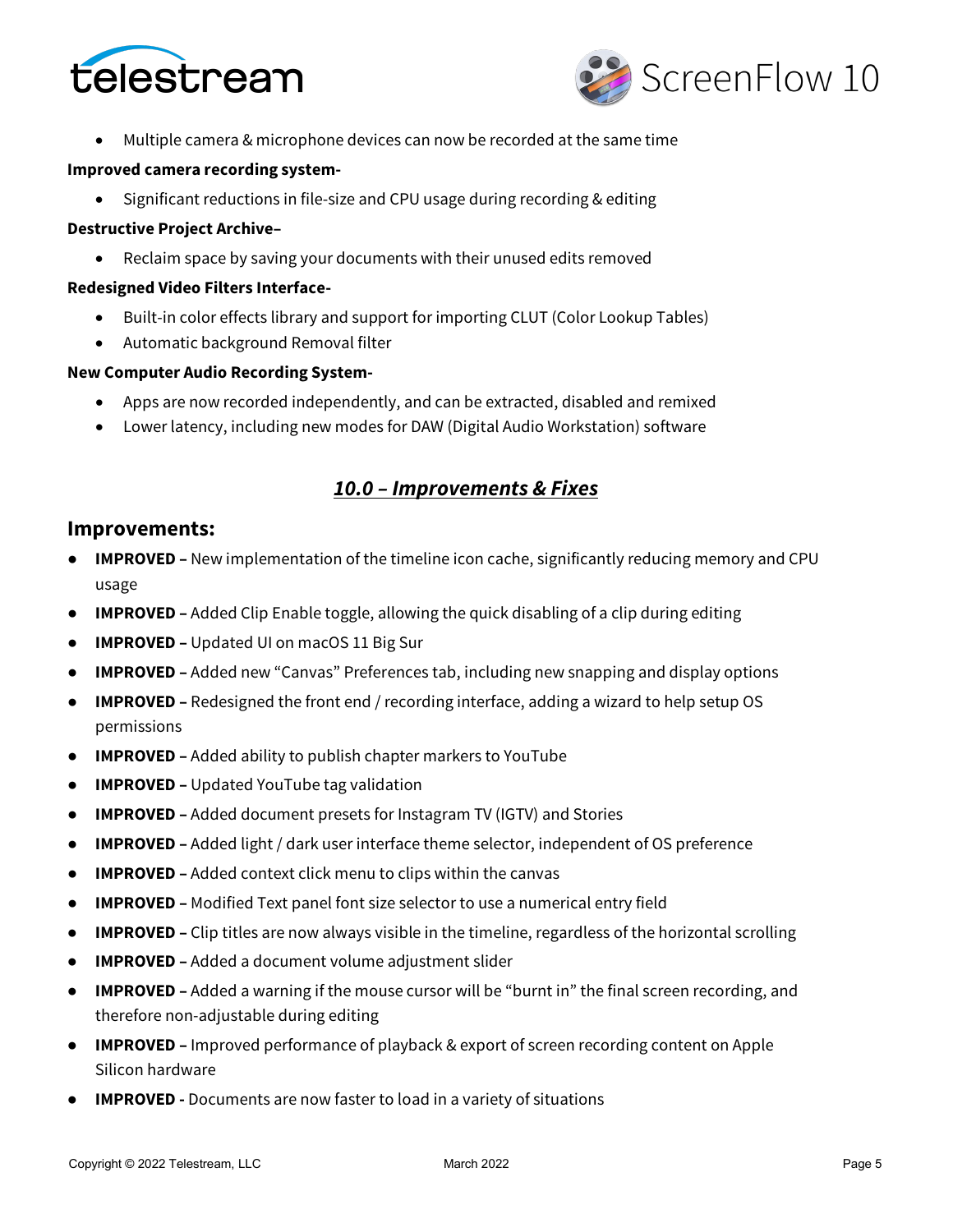- Multiple camera & microphone devices can now be recorded at the same time

**Improved camera recording system-**

- Significant reductions in file-size and CPU usage during recording & editing

**Destructive Project Archive–**

- Reclaim space by saving your documents with their unused edits removed

**Redesigned Video Filters Interface-**

- Built-in color effects library and support for importing CLUT (Color Lookup Tables)
- Automatic background Removal filter

**New Computer Audio Recording System-**

- Apps are now recorded independently, and can be extracted, disabled and remixed
- Lower latency, including new modes for DAW (Digital Audio Workstation) software

## *10.0 – Improvements & Fixes*

### Improvements:

- **IMPROVED –** New implementation of the timeline icon cache, significantly reducing memory and CPU usage
- **IMPROVED –** Added Clip Enable toggle, allowing the quick disabling of a clip during editing
- **IMPROVED –** Updated UI on macOS 11 Big Sur
- **IMPROVED –** Added new "Canvas" Preferences tab, including new snapping and display options
- **IMPROVED –** Redesigned the front end / recording interface, adding a wizard to help setup OS permissions
- **IMPROVED –** Added ability to publish chapter markers to YouTube
- **IMPROVED –** Updated YouTube tag validation
- **IMPROVED –** Added document presets for Instagram TV (IGTV) and Stories
- **IMPROVED –** Added light / dark user interface theme selector, independent of OS preference
- **IMPROVED –** Added context click menu to clips within the canvas
- **IMPROVED –** Modified Text panel font size selector to use a numerical entry field
- **IMPROVED –** Clip titles are now always visible in the timeline, regardless of the horizontal scrolling
- **IMPROVED –** Added a document volume adjustment slider
- **IMPROVED –** Added a warning if the mouse cursor will be "burnt in" the final screen recording, and therefore non-adjustable during editing
- **IMPROVED –** Improved performance of playback & export of screen recording content on Apple Silicon hardware
- **IMPROVED -** Documents are now faster to load in a variety of situations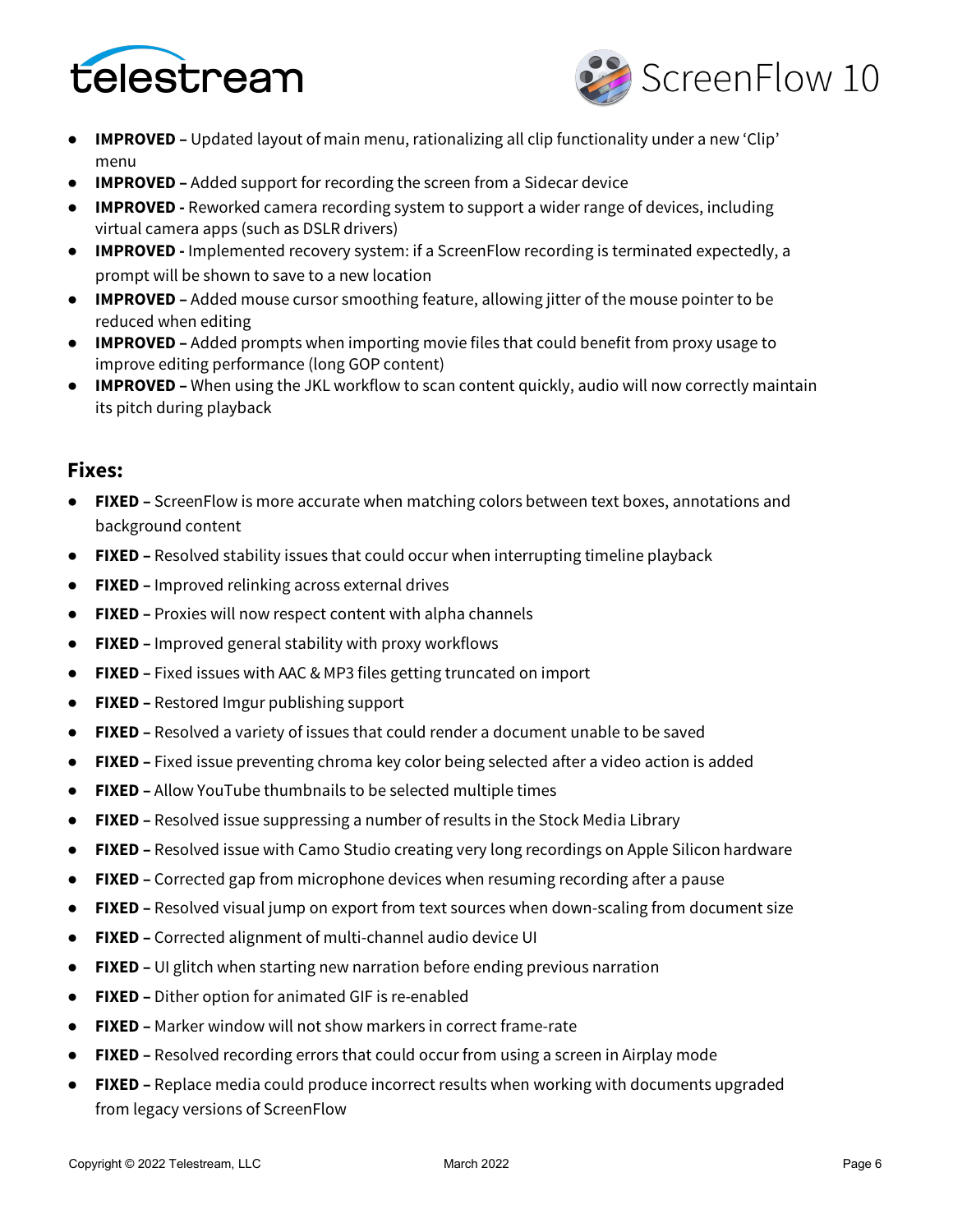- **IMPROVED –** Updated layout of main menu, rationalizing all clip functionality under a new 'Clip' menu
- **IMPROVED –** Added support for recording the screen from a Sidecar device
- **IMPROVED -** Reworked camera recording system to support a wider range of devices, including virtual camera apps (such as DSLR drivers)
- **IMPROVED -** Implemented recovery system: if a ScreenFlow recording is terminated expectedly, a prompt will be shown to save to a new location
- **IMPROVED –** Added mouse cursor smoothing feature, allowing jitter of the mouse pointer to be reduced when editing
- **IMPROVED –** Added prompts when importing movie files that could benefit from proxy usage to improve editing performance (long GOP content)
- **IMPROVED –** When using the JKL workflow to scan content quickly, audio will now correctly maintain its pitch during playback

## Fixes:

- **FIXED –** ScreenFlow is more accurate when matching colors between text boxes, annotations and background content
- **FIXED –** Resolved stability issues that could occur when interrupting timeline playback
- **FIXED –** Improved relinking across external drives
- **FIXED –** Proxies will now respect content with alpha channels
- **FIXED –** Improved general stability with proxy workflows
- **FIXED –** Fixed issues with AAC & MP3 files getting truncated on import
- **FIXED –** Restored Imgur publishing support
- **FIXED –** Resolved a variety of issues that could render a document unable to be saved
- **FIXED –** Fixed issue preventing chroma key color being selected after a video action is added
- **FIXED –** Allow YouTube thumbnails to be selected multiple times
- **FIXED –** Resolved issue suppressing a number of results in the Stock Media Library
- **FIXED –** Resolved issue with Camo Studio creating very long recordings on Apple Silicon hardware
- **FIXED –** Corrected gap from microphone devices when resuming recording after a pause
- **FIXED –** Resolved visual jump on export from text sources when down-scaling from document size
- **FIXED –** Corrected alignment of multi-channel audio device UI
- **FIXED –** UI glitch when starting new narration before ending previous narration
- **FIXED –** Dither option for animated GIF is re-enabled
- **FIXED –** Marker window will not show markers in correct frame-rate
- **FIXED –** Resolved recording errors that could occur from using a screen in Airplay mode
- **FIXED –** Replace media could produce incorrect results when working with documents upgraded from legacy versions of ScreenFlow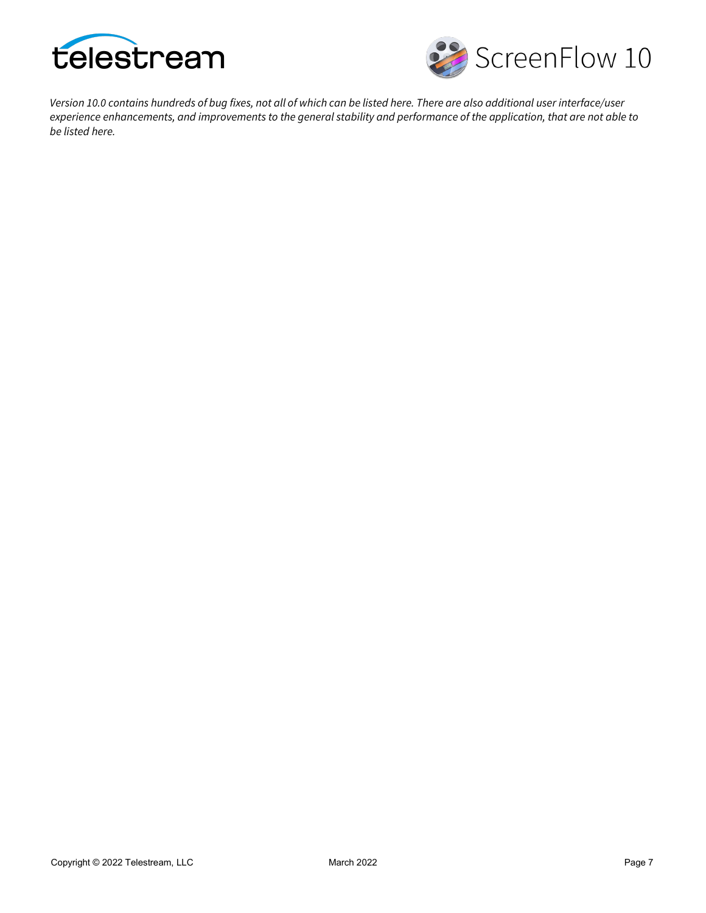*Version 10.0 contains hundreds of bug fixes, not all of which can be listed here. There are also additional user interface/user experience enhancements, and improvements to the general stability and performance of the application, that are not able to be listed here.*